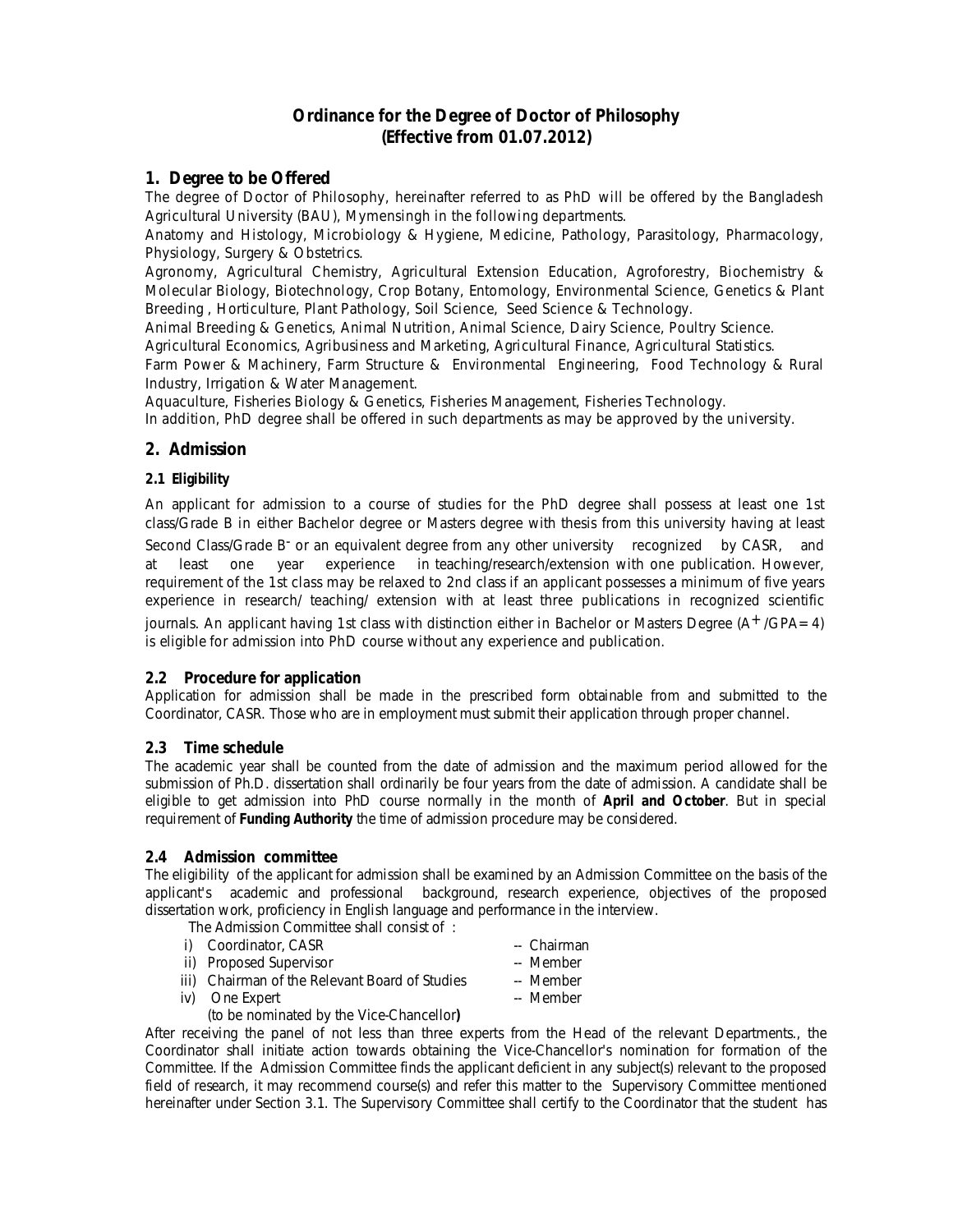# Ordinance for the Degree of Doctor of Philosophy
**(Effective from 01.07.2012)**

## 1. Degree to be Offered

The degree of Doctor of Philosophy, hereinafter referred to as PhD will be offered by the Bangladesh Agricultural University (BAU), Mymensingh in the following departments.

Anatomy and Histology, Microbiology & Hygiene, Medicine, Pathology, Parasitology, Pharmacology, Physiology, Surgery & Obstetrics.

Agronomy, Agricultural Chemistry, Agricultural Extension Education, Agroforestry, Biochemistry & Molecular Biology, Biotechnology, Crop Botany, Entomology, Environmental Science, Genetics & Plant Breeding , Horticulture, Plant Pathology, Soil Science, Seed Science & Technology.

Animal Breeding & Genetics, Animal Nutrition, Animal Science, Dairy Science, Poultry Science.

Agricultural Economics, Agribusiness and Marketing, Agricultural Finance, Agricultural Statistics.

Farm Power & Machinery, Farm Structure & Environmental Engineering, Food Technology & Rural Industry, Irrigation & Water Management.

Aquaculture, Fisheries Biology & Genetics, Fisheries Management, Fisheries Technology.

In addition, PhD degree shall be offered in such departments as may be approved by the university.

## 2. Admission

### 2.1 Eligibility

An applicant for admission to a course of studies for the PhD degree shall possess at least one 1st class/Grade B in either Bachelor degree or Masters degree with thesis from this university having at least Second Class/Grade B$^-$ or an equivalent degree from any other university recognized by CASR, and at least one year experience in teaching/research/extension with one publication. However, requirement of the 1st class may be relaxed to 2nd class if an applicant possesses a minimum of five years experience in research/ teaching/ extension with at least three publications in recognized scientific journals. An applicant having 1st class with distinction either in Bachelor or Masters Degree (A$^+$ /GPA= 4) is eligible for admission into PhD course without any experience and publication.

### 2.2 Procedure for application

Application for admission shall be made in the prescribed form obtainable from and submitted to the Coordinator, CASR. Those who are in employment must submit their application through proper channel.

### 2.3 Time schedule

The academic year shall be counted from the date of admission and the maximum period allowed for the submission of Ph.D. dissertation shall ordinarily be four years from the date of admission. A candidate shall be eligible to get admission into PhD course normally in the month of **April and October**. But in special requirement of **Funding Authority** the time of admission procedure may be considered.

### 2.4 Admission committee

The eligibility of the applicant for admission shall be examined by an Admission Committee on the basis of the applicant's academic and professional background, research experience, objectives of the proposed dissertation work, proficiency in English language and performance in the interview.

The Admission Committee shall consist of :

i) Coordinator, CASR -- Chairman
ii) Proposed Supervisor -- Member
iii) Chairman of the Relevant Board of Studies -- Member
iv) One Expert -- Member
(to be nominated by the Vice-Chancellor)

After receiving the panel of not less than three experts from the Head of the relevant Departments., the Coordinator shall initiate action towards obtaining the Vice-Chancellor's nomination for formation of the Committee. If the Admission Committee finds the applicant deficient in any subject(s) relevant to the proposed field of research, it may recommend course(s) and refer this matter to the Supervisory Committee mentioned hereinafter under Section 3.1. The Supervisory Committee shall certify to the Coordinator that the student has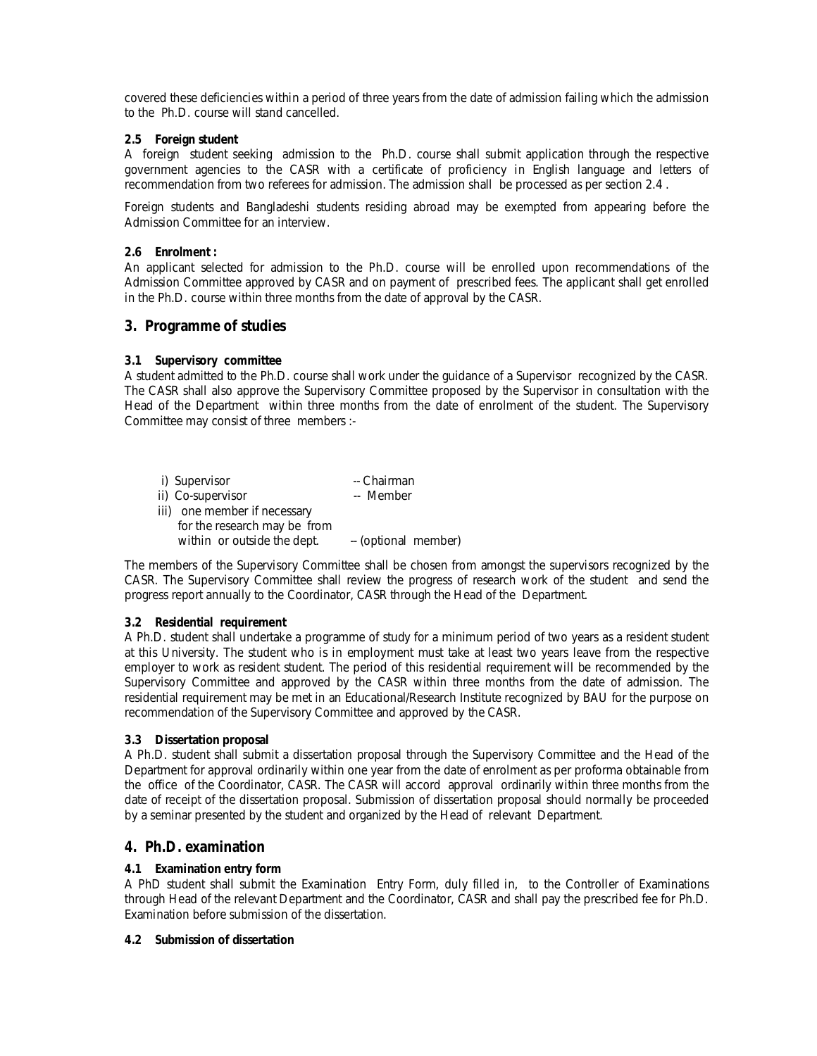covered these deficiencies within a period of three years from the date of admission failing which the admission to the Ph.D. course will stand cancelled.

**2.5 Foreign student**

A foreign student seeking admission to the Ph.D. course shall submit application through the respective government agencies to the CASR with a certificate of proficiency in English language and letters of recommendation from two referees for admission. The admission shall be processed as per section 2.4 .

Foreign students and Bangladeshi students residing abroad may be exempted from appearing before the Admission Committee for an interview.

**2.6 Enrolment :**

An applicant selected for admission to the Ph.D. course will be enrolled upon recommendations of the Admission Committee approved by CASR and on payment of prescribed fees. The applicant shall get enrolled in the Ph.D. course within three months from the date of approval by the CASR.

## 3. Programme of studies

**3.1 Supervisory committee**

A student admitted to the Ph.D. course shall work under the guidance of a Supervisor recognized by the CASR. The CASR shall also approve the Supervisory Committee proposed by the Supervisor in consultation with the Head of the Department within three months from the date of enrolment of the student. The Supervisory Committee may consist of three members :-

i) Supervisor -- Chairman

ii) Co-supervisor -- Member

iii) one member if necessary for the research may be from within or outside the dept. -- (optional member)

The members of the Supervisory Committee shall be chosen from amongst the supervisors recognized by the CASR. The Supervisory Committee shall review the progress of research work of the student and send the progress report annually to the Coordinator, CASR through the Head of the Department.

**3.2 Residential requirement**

A Ph.D. student shall undertake a programme of study for a minimum period of two years as a resident student at this University. The student who is in employment must take at least two years leave from the respective employer to work as resident student. The period of this residential requirement will be recommended by the Supervisory Committee and approved by the CASR within three months from the date of admission. The residential requirement may be met in an Educational/Research Institute recognized by BAU for the purpose on recommendation of the Supervisory Committee and approved by the CASR.

**3.3 Dissertation proposal**

A Ph.D. student shall submit a dissertation proposal through the Supervisory Committee and the Head of the Department for approval ordinarily within one year from the date of enrolment as per proforma obtainable from the office of the Coordinator, CASR. The CASR will accord approval ordinarily within three months from the date of receipt of the dissertation proposal. Submission of dissertation proposal should normally be proceeded by a seminar presented by the student and organized by the Head of relevant Department.

## 4. Ph.D. examination

**4.1 Examination entry form**

A PhD student shall submit the Examination Entry Form, duly filled in, to the Controller of Examinations through Head of the relevant Department and the Coordinator, CASR and shall pay the prescribed fee for Ph.D. Examination before submission of the dissertation.

**4.2 Submission of dissertation**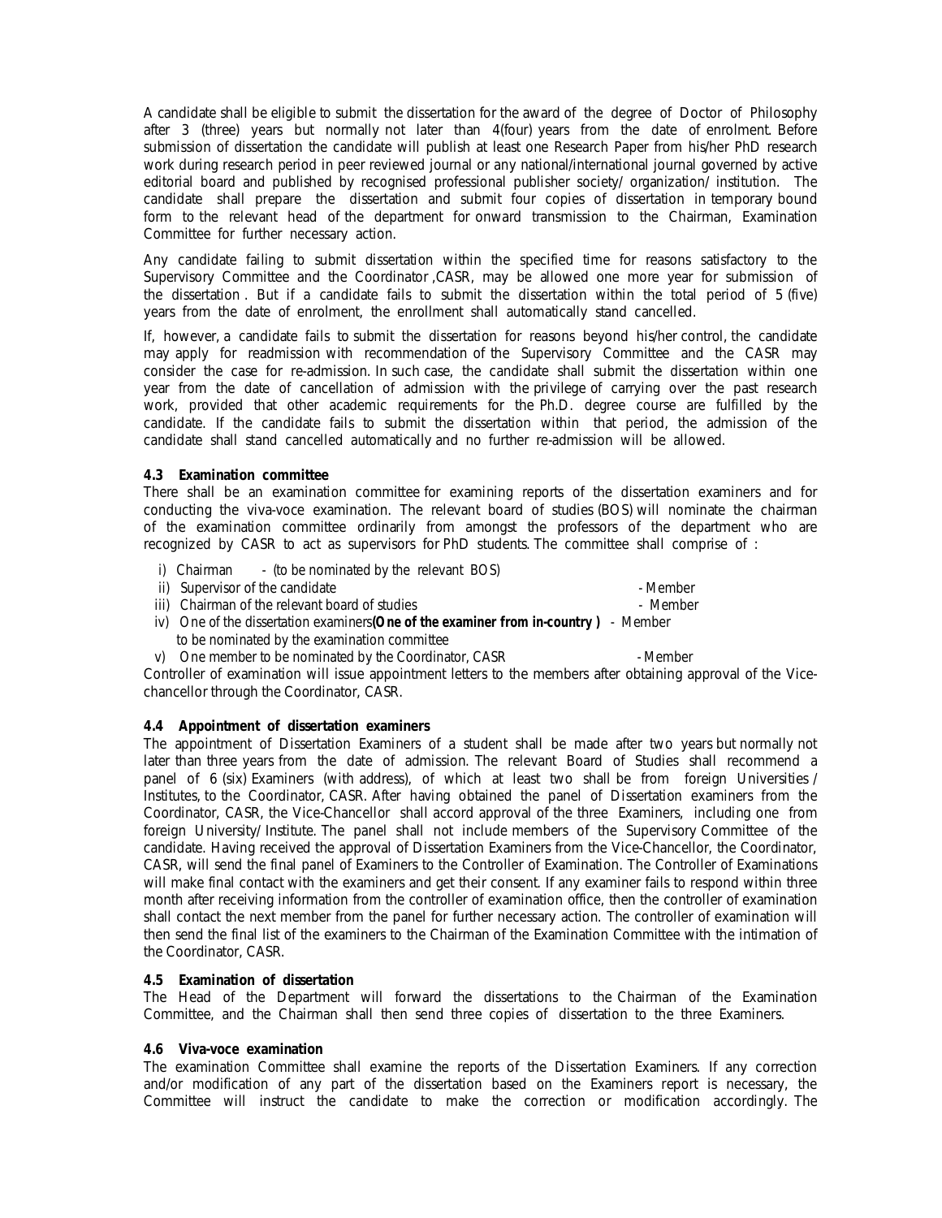A candidate shall be eligible to submit the dissertation for the award of the degree of Doctor of Philosophy after 3 (three) years but normally not later than 4(four) years from the date of enrolment. Before submission of dissertation the candidate will publish at least one Research Paper from his/her PhD research work during research period in peer reviewed journal or any national/international journal governed by active editorial board and published by recognised professional publisher society/ organization/ institution. The candidate shall prepare the dissertation and submit four copies of dissertation in temporary bound form to the relevant head of the department for onward transmission to the Chairman, Examination Committee for further necessary action.

Any candidate failing to submit dissertation within the specified time for reasons satisfactory to the Supervisory Committee and the Coordinator ,CASR, may be allowed one more year for submission of the dissertation . But if a candidate fails to submit the dissertation within the total period of 5 (five) years from the date of enrolment, the enrollment shall automatically stand cancelled.

If, however, a candidate fails to submit the dissertation for reasons beyond his/her control, the candidate may apply for readmission with recommendation of the Supervisory Committee and the CASR may consider the case for re-admission. In such case, the candidate shall submit the dissertation within one year from the date of cancellation of admission with the privilege of carrying over the past research work, provided that other academic requirements for the Ph.D. degree course are fulfilled by the candidate. If the candidate fails to submit the dissertation within that period, the admission of the candidate shall stand cancelled automatically and no further re-admission will be allowed.

**4.3 Examination committee**

There shall be an examination committee for examining reports of the dissertation examiners and for conducting the viva-voce examination. The relevant board of studies (BOS) will nominate the chairman of the examination committee ordinarily from amongst the professors of the department who are recognized by CASR to act as supervisors for PhD students. The committee shall comprise of :

i) Chairman - (to be nominated by the relevant BOS)
ii) Supervisor of the candidate - Member
iii) Chairman of the relevant board of studies - Member
iv) One of the dissertation examiners **(One of the examiner from in-country )** - Member to be nominated by the examination committee
v) One member to be nominated by the Coordinator, CASR - Member

Controller of examination will issue appointment letters to the members after obtaining approval of the Vice-chancellor through the Coordinator, CASR.

**4.4 Appointment of dissertation examiners**

The appointment of Dissertation Examiners of a student shall be made after two years but normally not later than three years from the date of admission. The relevant Board of Studies shall recommend a panel of 6 (six) Examiners (with address), of which at least two shall be from foreign Universities / Institutes, to the Coordinator, CASR. After having obtained the panel of Dissertation examiners from the Coordinator, CASR, the Vice-Chancellor shall accord approval of the three Examiners, including one from foreign University/ Institute. The panel shall not include members of the Supervisory Committee of the candidate. Having received the approval of Dissertation Examiners from the Vice-Chancellor, the Coordinator, CASR, will send the final panel of Examiners to the Controller of Examination. The Controller of Examinations will make final contact with the examiners and get their consent. If any examiner fails to respond within three month after receiving information from the controller of examination office, then the controller of examination shall contact the next member from the panel for further necessary action. The controller of examination will then send the final list of the examiners to the Chairman of the Examination Committee with the intimation of the Coordinator, CASR.

**4.5 Examination of dissertation**

The Head of the Department will forward the dissertations to the Chairman of the Examination Committee, and the Chairman shall then send three copies of dissertation to the three Examiners.

**4.6 Viva-voce examination**

The examination Committee shall examine the reports of the Dissertation Examiners. If any correction and/or modification of any part of the dissertation based on the Examiners report is necessary, the Committee will instruct the candidate to make the correction or modification accordingly. The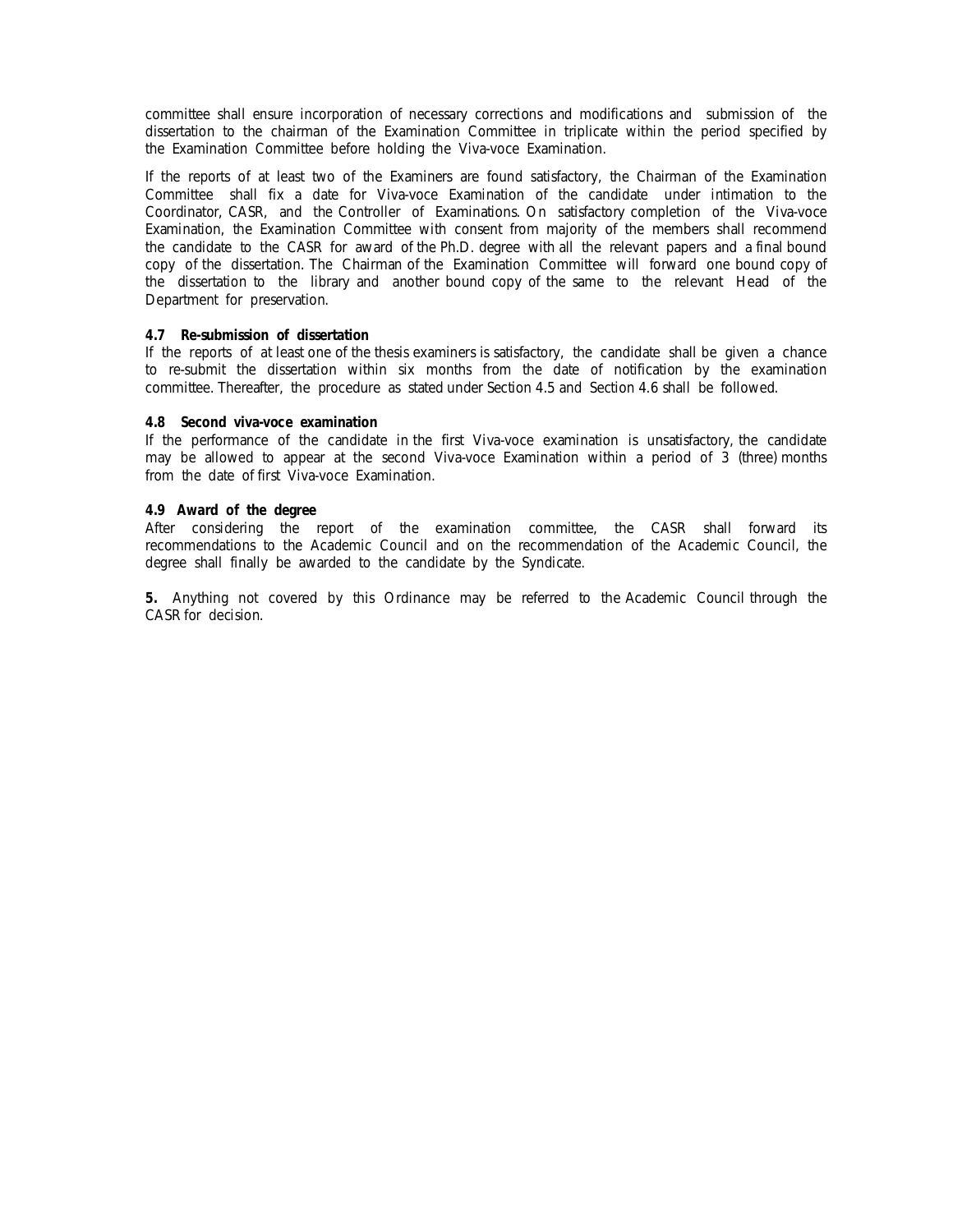committee shall ensure incorporation of necessary corrections and modifications and submission of the dissertation to the chairman of the Examination Committee in triplicate within the period specified by the Examination Committee before holding the Viva-voce Examination.

If the reports of at least two of the Examiners are found satisfactory, the Chairman of the Examination Committee shall fix a date for Viva-voce Examination of the candidate under intimation to the Coordinator, CASR, and the Controller of Examinations. On satisfactory completion of the Viva-voce Examination, the Examination Committee with consent from majority of the members shall recommend the candidate to the CASR for award of the Ph.D. degree with all the relevant papers and a final bound copy of the dissertation. The Chairman of the Examination Committee will forward one bound copy of the dissertation to the library and another bound copy of the same to the relevant Head of the Department for preservation.

**4.7 Re-submission of dissertation**

If the reports of at least one of the thesis examiners is satisfactory, the candidate shall be given a chance to re-submit the dissertation within six months from the date of notification by the examination committee. Thereafter, the procedure as stated under Section 4.5 and Section 4.6 shall be followed.

**4.8 Second viva-voce examination**

If the performance of the candidate in the first Viva-voce examination is unsatisfactory, the candidate may be allowed to appear at the second Viva-voce Examination within a period of 3 (three) months from the date of first Viva-voce Examination.

**4.9 Award of the degree**

After considering the report of the examination committee, the CASR shall forward its recommendations to the Academic Council and on the recommendation of the Academic Council, the degree shall finally be awarded to the candidate by the Syndicate.

**5.** Anything not covered by this Ordinance may be referred to the Academic Council through the CASR for decision.